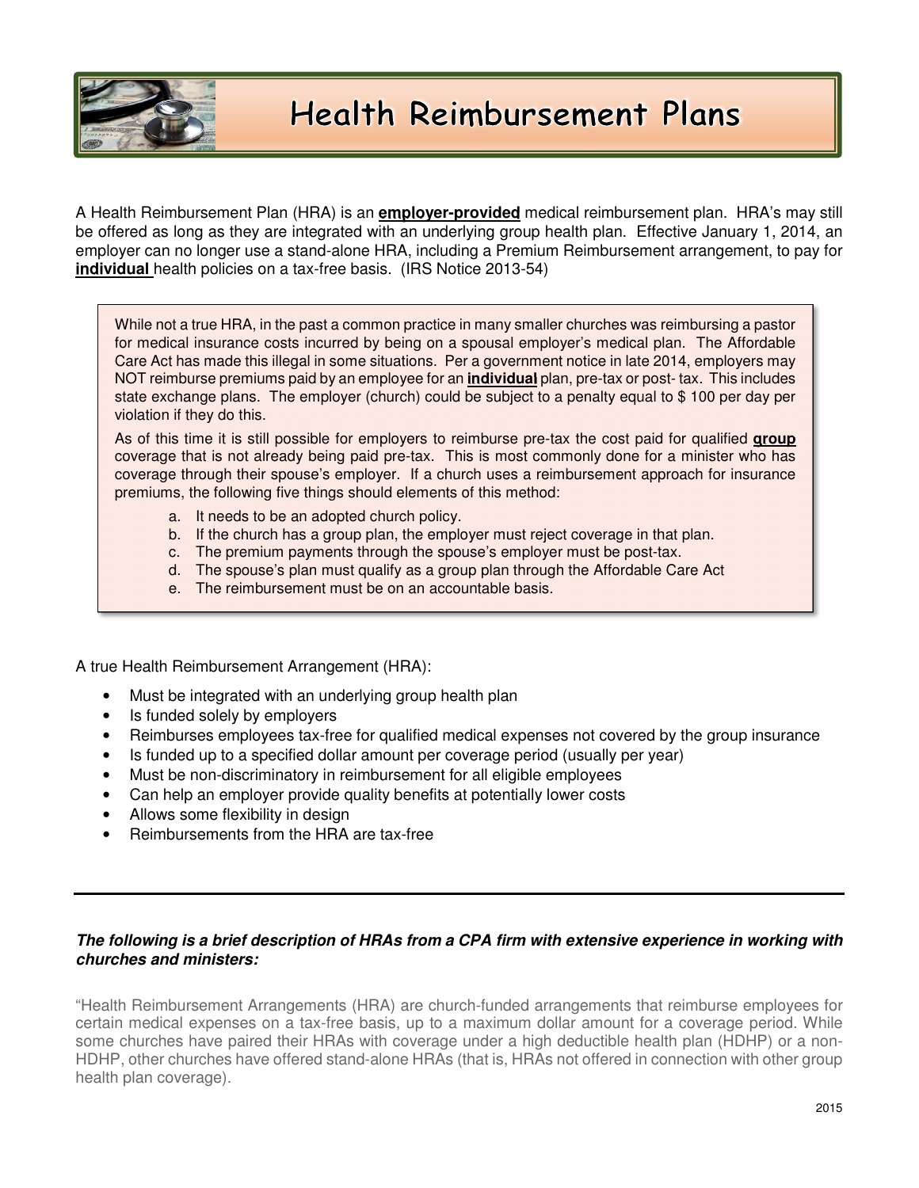# Health Reimbursement Plans

A Health Reimbursement Plan (HRA) is an **employer-provided** medical reimbursement plan. HRA's may still be offered as long as they are integrated with an underlying group health plan. Effective January 1, 2014, an employer can no longer use a stand-alone HRA, including a Premium Reimbursement arrangement, to pay for **individual** health policies on a tax-free basis. (IRS Notice 2013-54)

> While not a true HRA, in the past a common practice in many smaller churches was reimbursing a pastor for medical insurance costs incurred by being on a spousal employer's medical plan. The Affordable Care Act has made this illegal in some situations. Per a government notice in late 2014, employers may NOT reimburse premiums paid by an employee for an **individual** plan, pre-tax or post- tax. This includes state exchange plans. The employer (church) could be subject to a penalty equal to $ 100 per day per violation if they do this.
>
> As of this time it is still possible for employers to reimburse pre-tax the cost paid for qualified **group** coverage that is not already being paid pre-tax. This is most commonly done for a minister who has coverage through their spouse's employer. If a church uses a reimbursement approach for insurance premiums, the following five things should elements of this method:
>
> a. It needs to be an adopted church policy.
> b. If the church has a group plan, the employer must reject coverage in that plan.
> c. The premium payments through the spouse's employer must be post-tax.
> d. The spouse's plan must qualify as a group plan through the Affordable Care Act
> e. The reimbursement must be on an accountable basis.

A true Health Reimbursement Arrangement (HRA):

- Must be integrated with an underlying group health plan
- Is funded solely by employers
- Reimburses employees tax-free for qualified medical expenses not covered by the group insurance
- Is funded up to a specified dollar amount per coverage period (usually per year)
- Must be non-discriminatory in reimbursement for all eligible employees
- Can help an employer provide quality benefits at potentially lower costs
- Allows some flexibility in design
- Reimbursements from the HRA are tax-free

---

***The following is a brief description of HRAs from a CPA firm with extensive experience in working with churches and ministers:***

"Health Reimbursement Arrangements (HRA) are church-funded arrangements that reimburse employees for certain medical expenses on a tax-free basis, up to a maximum dollar amount for a coverage period. While some churches have paired their HRAs with coverage under a high deductible health plan (HDHP) or a non-HDHP, other churches have offered stand-alone HRAs (that is, HRAs not offered in connection with other group health plan coverage).

2015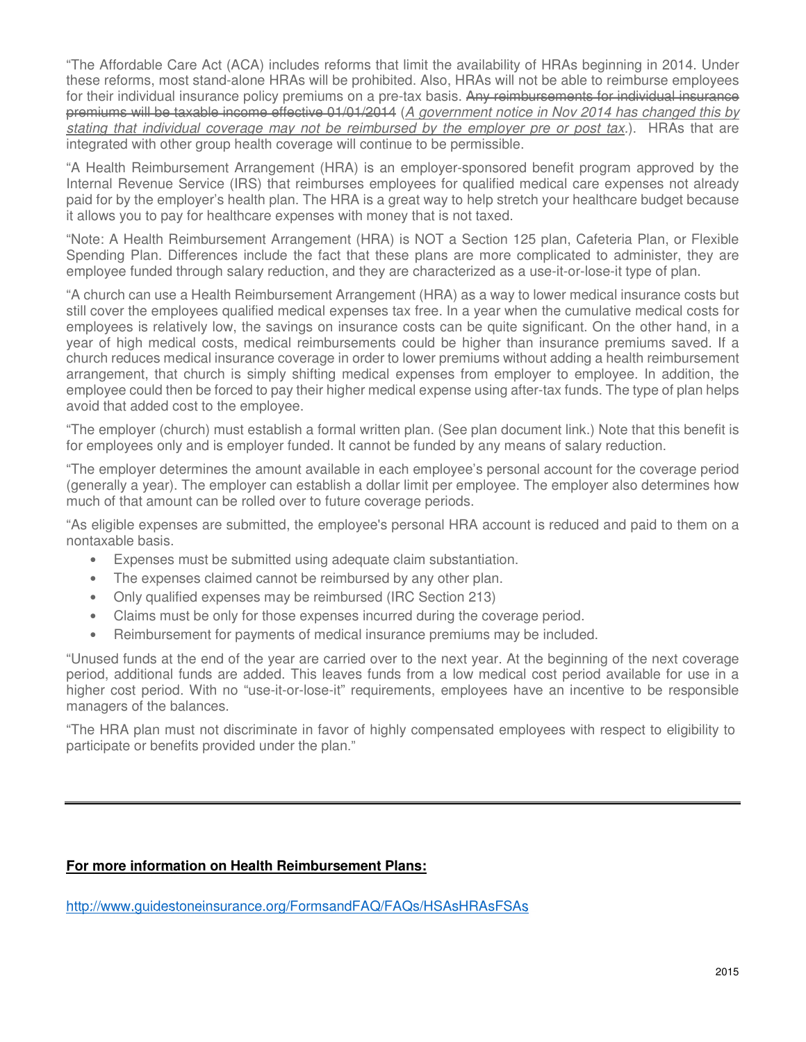"The Affordable Care Act (ACA) includes reforms that limit the availability of HRAs beginning in 2014. Under these reforms, most stand-alone HRAs will be prohibited. Also, HRAs will not be able to reimburse employees for their individual insurance policy premiums on a pre-tax basis. ~~Any reimbursements for individual insurance premiums will be taxable income effective 01/01/2014~~ (*A government notice in Nov 2014 has changed this by stating that individual coverage may not be reimbursed by the employer pre or post tax*.). HRAs that are integrated with other group health coverage will continue to be permissible.

"A Health Reimbursement Arrangement (HRA) is an employer-sponsored benefit program approved by the Internal Revenue Service (IRS) that reimburses employees for qualified medical care expenses not already paid for by the employer's health plan. The HRA is a great way to help stretch your healthcare budget because it allows you to pay for healthcare expenses with money that is not taxed.

"Note: A Health Reimbursement Arrangement (HRA) is NOT a Section 125 plan, Cafeteria Plan, or Flexible Spending Plan. Differences include the fact that these plans are more complicated to administer, they are employee funded through salary reduction, and they are characterized as a use-it-or-lose-it type of plan.

"A church can use a Health Reimbursement Arrangement (HRA) as a way to lower medical insurance costs but still cover the employees qualified medical expenses tax free. In a year when the cumulative medical costs for employees is relatively low, the savings on insurance costs can be quite significant. On the other hand, in a year of high medical costs, medical reimbursements could be higher than insurance premiums saved. If a church reduces medical insurance coverage in order to lower premiums without adding a health reimbursement arrangement, that church is simply shifting medical expenses from employer to employee. In addition, the employee could then be forced to pay their higher medical expense using after-tax funds. The type of plan helps avoid that added cost to the employee.

"The employer (church) must establish a formal written plan. (See plan document link.) Note that this benefit is for employees only and is employer funded. It cannot be funded by any means of salary reduction.

"The employer determines the amount available in each employee's personal account for the coverage period (generally a year). The employer can establish a dollar limit per employee. The employer also determines how much of that amount can be rolled over to future coverage periods.

"As eligible expenses are submitted, the employee's personal HRA account is reduced and paid to them on a nontaxable basis.

- Expenses must be submitted using adequate claim substantiation.
- The expenses claimed cannot be reimbursed by any other plan.
- Only qualified expenses may be reimbursed (IRC Section 213)
- Claims must be only for those expenses incurred during the coverage period.
- Reimbursement for payments of medical insurance premiums may be included.

"Unused funds at the end of the year are carried over to the next year. At the beginning of the next coverage period, additional funds are added. This leaves funds from a low medical cost period available for use in a higher cost period. With no "use-it-or-lose-it" requirements, employees have an incentive to be responsible managers of the balances.

"The HRA plan must not discriminate in favor of highly compensated employees with respect to eligibility to participate or benefits provided under the plan."

---

**For more information on Health Reimbursement Plans:**

http://www.guidestoneinsurance.org/FormsandFAQ/FAQs/HSAsHRAsFSAs

2015